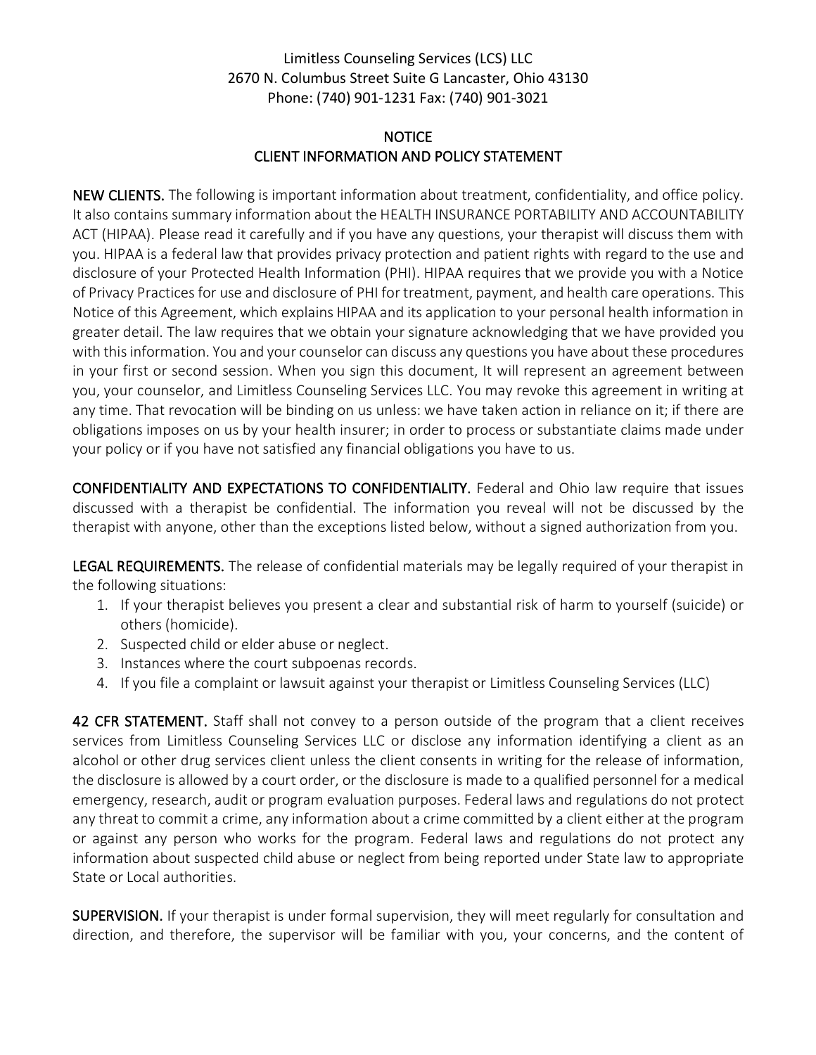Limitless Counseling Services (LCS) LLC
2670 N. Columbus Street Suite G Lancaster, Ohio 43130
Phone: (740) 901-1231 Fax: (740) 901-3021

# NOTICE
# CLIENT INFORMATION AND POLICY STATEMENT

**NEW CLIENTS.** The following is important information about treatment, confidentiality, and office policy. It also contains summary information about the HEALTH INSURANCE PORTABILITY AND ACCOUNTABILITY ACT (HIPAA). Please read it carefully and if you have any questions, your therapist will discuss them with you. HIPAA is a federal law that provides privacy protection and patient rights with regard to the use and disclosure of your Protected Health Information (PHI). HIPAA requires that we provide you with a Notice of Privacy Practices for use and disclosure of PHI for treatment, payment, and health care operations. This Notice of this Agreement, which explains HIPAA and its application to your personal health information in greater detail. The law requires that we obtain your signature acknowledging that we have provided you with this information. You and your counselor can discuss any questions you have about these procedures in your first or second session. When you sign this document, It will represent an agreement between you, your counselor, and Limitless Counseling Services LLC. You may revoke this agreement in writing at any time. That revocation will be binding on us unless: we have taken action in reliance on it; if there are obligations imposes on us by your health insurer; in order to process or substantiate claims made under your policy or if you have not satisfied any financial obligations you have to us.

**CONFIDENTIALITY AND EXPECTATIONS TO CONFIDENTIALITY.** Federal and Ohio law require that issues discussed with a therapist be confidential. The information you reveal will not be discussed by the therapist with anyone, other than the exceptions listed below, without a signed authorization from you.

**LEGAL REQUIREMENTS.** The release of confidential materials may be legally required of your therapist in the following situations:

1. If your therapist believes you present a clear and substantial risk of harm to yourself (suicide) or others (homicide).
2. Suspected child or elder abuse or neglect.
3. Instances where the court subpoenas records.
4. If you file a complaint or lawsuit against your therapist or Limitless Counseling Services (LLC)

**42 CFR STATEMENT.** Staff shall not convey to a person outside of the program that a client receives services from Limitless Counseling Services LLC or disclose any information identifying a client as an alcohol or other drug services client unless the client consents in writing for the release of information, the disclosure is allowed by a court order, or the disclosure is made to a qualified personnel for a medical emergency, research, audit or program evaluation purposes. Federal laws and regulations do not protect any threat to commit a crime, any information about a crime committed by a client either at the program or against any person who works for the program. Federal laws and regulations do not protect any information about suspected child abuse or neglect from being reported under State law to appropriate State or Local authorities.

**SUPERVISION.** If your therapist is under formal supervision, they will meet regularly for consultation and direction, and therefore, the supervisor will be familiar with you, your concerns, and the content of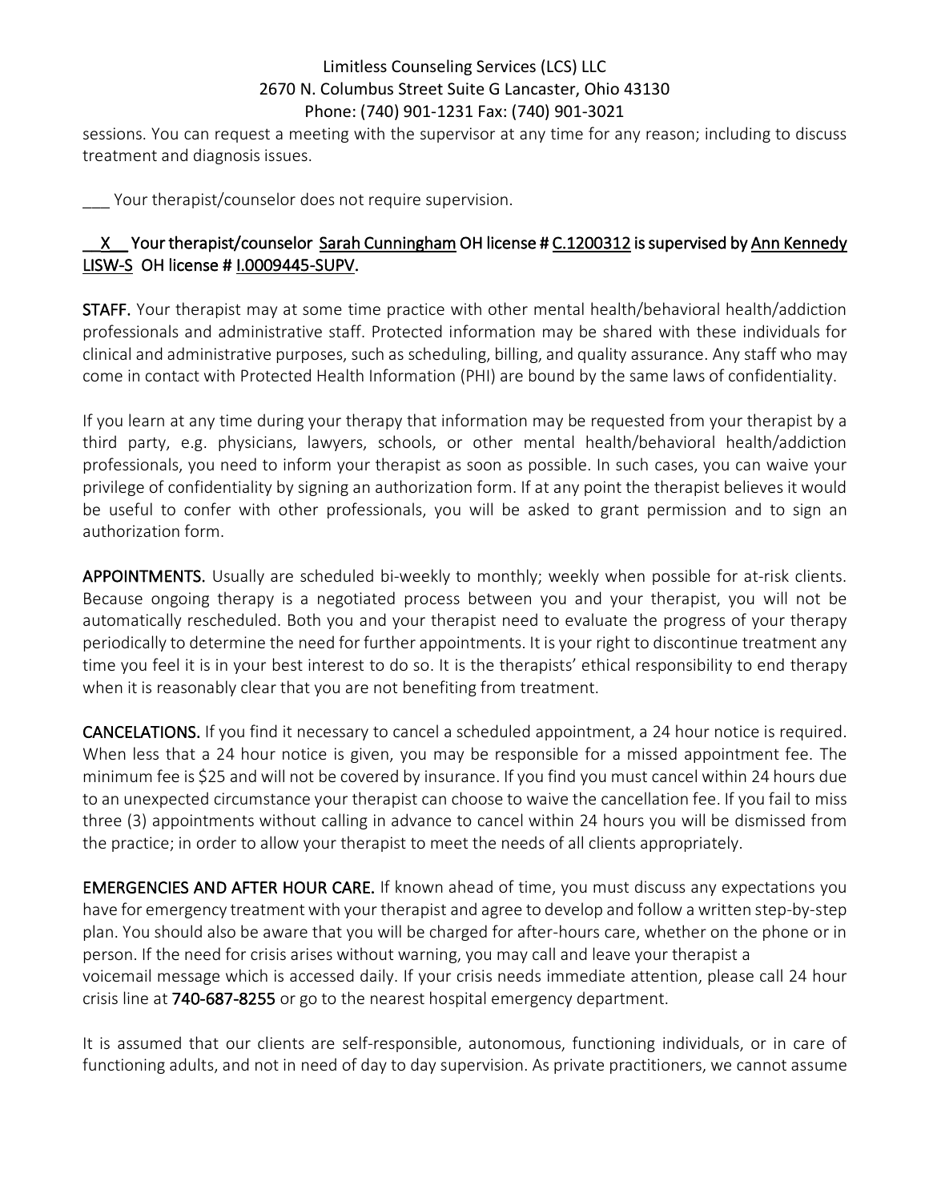sessions. You can request a meeting with the supervisor at any time for any reason; including to discuss treatment and diagnosis issues.

___ Your therapist/counselor does not require supervision.

**__X__ Your therapist/counselor Sarah Cunningham OH license # C.1200312 is supervised by Ann Kennedy LISW-S OH license # I.0009445-SUPV.**

**STAFF.** Your therapist may at some time practice with other mental health/behavioral health/addiction professionals and administrative staff. Protected information may be shared with these individuals for clinical and administrative purposes, such as scheduling, billing, and quality assurance. Any staff who may come in contact with Protected Health Information (PHI) are bound by the same laws of confidentiality.

If you learn at any time during your therapy that information may be requested from your therapist by a third party, e.g. physicians, lawyers, schools, or other mental health/behavioral health/addiction professionals, you need to inform your therapist as soon as possible. In such cases, you can waive your privilege of confidentiality by signing an authorization form. If at any point the therapist believes it would be useful to confer with other professionals, you will be asked to grant permission and to sign an authorization form.

**APPOINTMENTS.** Usually are scheduled bi-weekly to monthly; weekly when possible for at-risk clients. Because ongoing therapy is a negotiated process between you and your therapist, you will not be automatically rescheduled. Both you and your therapist need to evaluate the progress of your therapy periodically to determine the need for further appointments. It is your right to discontinue treatment any time you feel it is in your best interest to do so. It is the therapists' ethical responsibility to end therapy when it is reasonably clear that you are not benefiting from treatment.

**CANCELATIONS.** If you find it necessary to cancel a scheduled appointment, a 24 hour notice is required. When less that a 24 hour notice is given, you may be responsible for a missed appointment fee. The minimum fee is $25 and will not be covered by insurance. If you find you must cancel within 24 hours due to an unexpected circumstance your therapist can choose to waive the cancellation fee. If you fail to miss three (3) appointments without calling in advance to cancel within 24 hours you will be dismissed from the practice; in order to allow your therapist to meet the needs of all clients appropriately.

**EMERGENCIES AND AFTER HOUR CARE.** If known ahead of time, you must discuss any expectations you have for emergency treatment with your therapist and agree to develop and follow a written step-by-step plan. You should also be aware that you will be charged for after-hours care, whether on the phone or in person. If the need for crisis arises without warning, you may call and leave your therapist a voicemail message which is accessed daily. If your crisis needs immediate attention, please call 24 hour crisis line at **740-687-8255** or go to the nearest hospital emergency department.

It is assumed that our clients are self-responsible, autonomous, functioning individuals, or in care of functioning adults, and not in need of day to day supervision. As private practitioners, we cannot assume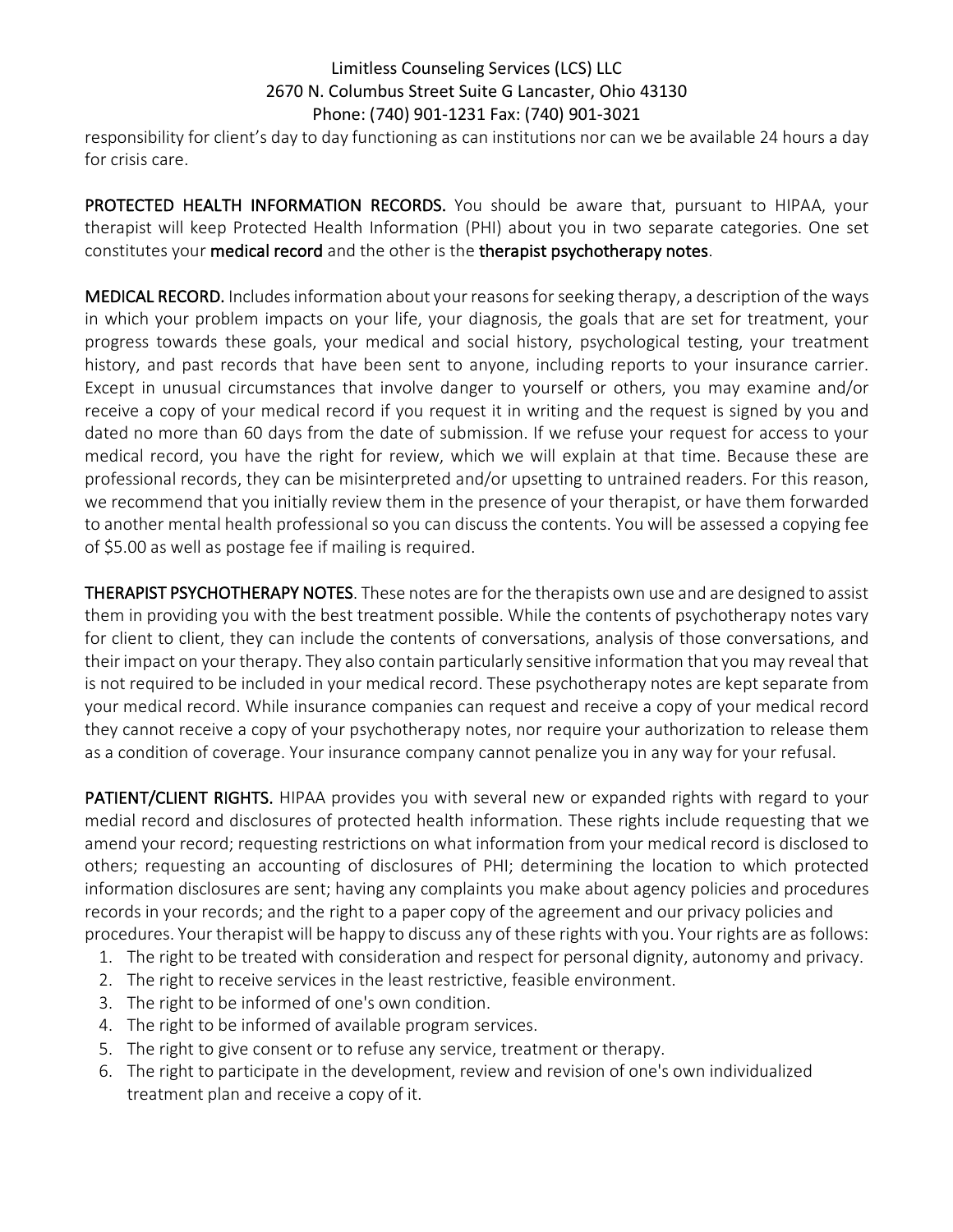responsibility for client's day to day functioning as can institutions nor can we be available 24 hours a day for crisis care.

**PROTECTED HEALTH INFORMATION RECORDS.** You should be aware that, pursuant to HIPAA, your therapist will keep Protected Health Information (PHI) about you in two separate categories. One set constitutes your **medical record** and the other is the **therapist psychotherapy notes**.

**MEDICAL RECORD.** Includes information about your reasons for seeking therapy, a description of the ways in which your problem impacts on your life, your diagnosis, the goals that are set for treatment, your progress towards these goals, your medical and social history, psychological testing, your treatment history, and past records that have been sent to anyone, including reports to your insurance carrier. Except in unusual circumstances that involve danger to yourself or others, you may examine and/or receive a copy of your medical record if you request it in writing and the request is signed by you and dated no more than 60 days from the date of submission. If we refuse your request for access to your medical record, you have the right for review, which we will explain at that time. Because these are professional records, they can be misinterpreted and/or upsetting to untrained readers. For this reason, we recommend that you initially review them in the presence of your therapist, or have them forwarded to another mental health professional so you can discuss the contents. You will be assessed a copying fee of $5.00 as well as postage fee if mailing is required.

**THERAPIST PSYCHOTHERAPY NOTES**. These notes are for the therapists own use and are designed to assist them in providing you with the best treatment possible. While the contents of psychotherapy notes vary for client to client, they can include the contents of conversations, analysis of those conversations, and their impact on your therapy. They also contain particularly sensitive information that you may reveal that is not required to be included in your medical record. These psychotherapy notes are kept separate from your medical record. While insurance companies can request and receive a copy of your medical record they cannot receive a copy of your psychotherapy notes, nor require your authorization to release them as a condition of coverage. Your insurance company cannot penalize you in any way for your refusal.

**PATIENT/CLIENT RIGHTS.** HIPAA provides you with several new or expanded rights with regard to your medial record and disclosures of protected health information. These rights include requesting that we amend your record; requesting restrictions on what information from your medical record is disclosed to others; requesting an accounting of disclosures of PHI; determining the location to which protected information disclosures are sent; having any complaints you make about agency policies and procedures records in your records; and the right to a paper copy of the agreement and our privacy policies and procedures. Your therapist will be happy to discuss any of these rights with you. Your rights are as follows:

1. The right to be treated with consideration and respect for personal dignity, autonomy and privacy.
2. The right to receive services in the least restrictive, feasible environment.
3. The right to be informed of one's own condition.
4. The right to be informed of available program services.
5. The right to give consent or to refuse any service, treatment or therapy.
6. The right to participate in the development, review and revision of one's own individualized treatment plan and receive a copy of it.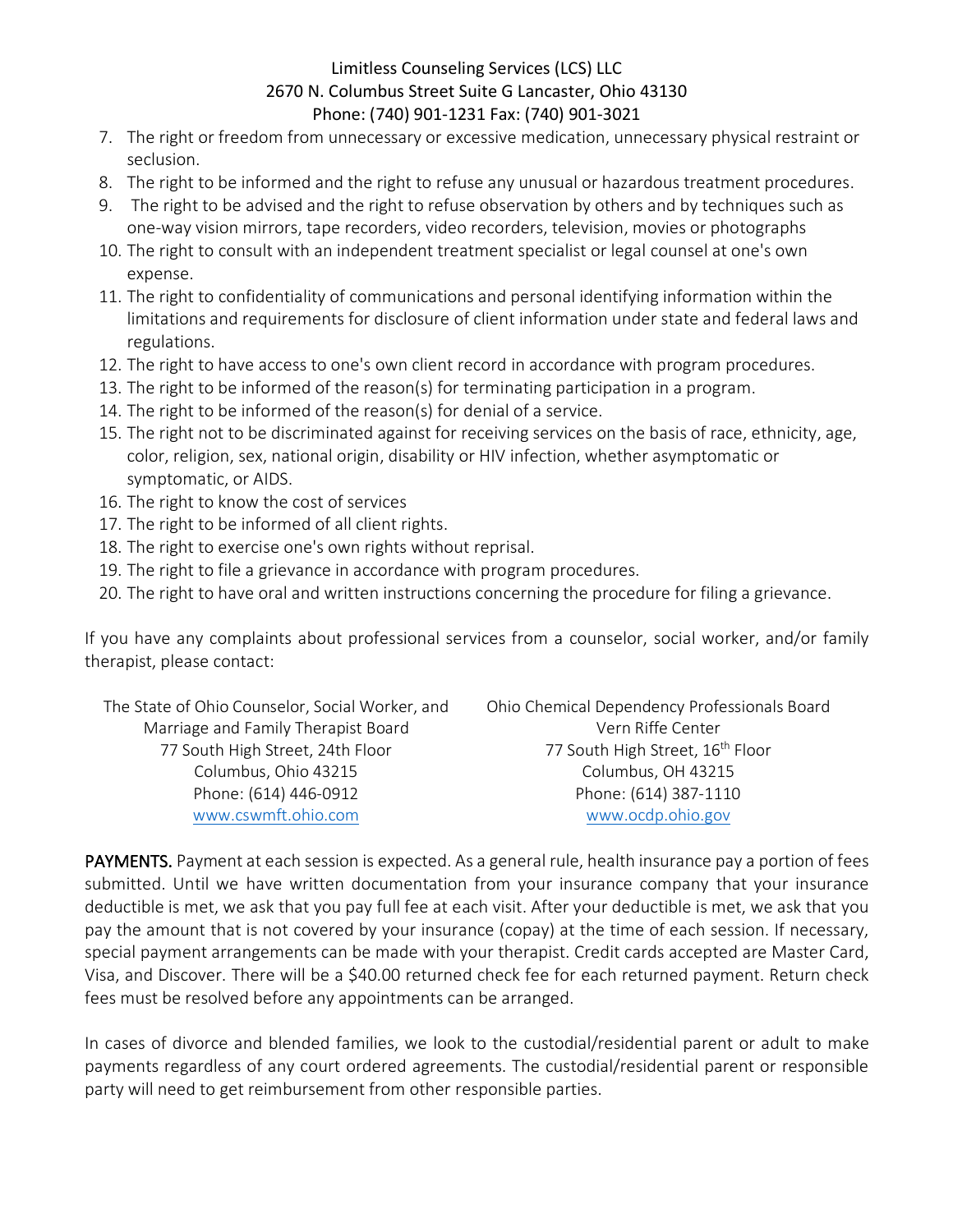7. The right or freedom from unnecessary or excessive medication, unnecessary physical restraint or seclusion.
8. The right to be informed and the right to refuse any unusual or hazardous treatment procedures.
9. The right to be advised and the right to refuse observation by others and by techniques such as one-way vision mirrors, tape recorders, video recorders, television, movies or photographs
10. The right to consult with an independent treatment specialist or legal counsel at one's own expense.
11. The right to confidentiality of communications and personal identifying information within the limitations and requirements for disclosure of client information under state and federal laws and regulations.
12. The right to have access to one's own client record in accordance with program procedures.
13. The right to be informed of the reason(s) for terminating participation in a program.
14. The right to be informed of the reason(s) for denial of a service.
15. The right not to be discriminated against for receiving services on the basis of race, ethnicity, age, color, religion, sex, national origin, disability or HIV infection, whether asymptomatic or symptomatic, or AIDS.
16. The right to know the cost of services
17. The right to be informed of all client rights.
18. The right to exercise one's own rights without reprisal.
19. The right to file a grievance in accordance with program procedures.
20. The right to have oral and written instructions concerning the procedure for filing a grievance.

If you have any complaints about professional services from a counselor, social worker, and/or family therapist, please contact:

The State of Ohio Counselor, Social Worker, and Marriage and Family Therapist Board
77 South High Street, 24th Floor
Columbus, Ohio 43215
Phone: (614) 446-0912
www.cswmft.ohio.com

Ohio Chemical Dependency Professionals Board
Vern Riffe Center
77 South High Street, 16th Floor
Columbus, OH 43215
Phone: (614) 387-1110
www.ocdp.ohio.gov

**PAYMENTS.** Payment at each session is expected. As a general rule, health insurance pay a portion of fees submitted. Until we have written documentation from your insurance company that your insurance deductible is met, we ask that you pay full fee at each visit. After your deductible is met, we ask that you pay the amount that is not covered by your insurance (copay) at the time of each session. If necessary, special payment arrangements can be made with your therapist. Credit cards accepted are Master Card, Visa, and Discover. There will be a $40.00 returned check fee for each returned payment. Return check fees must be resolved before any appointments can be arranged.

In cases of divorce and blended families, we look to the custodial/residential parent or adult to make payments regardless of any court ordered agreements. The custodial/residential parent or responsible party will need to get reimbursement from other responsible parties.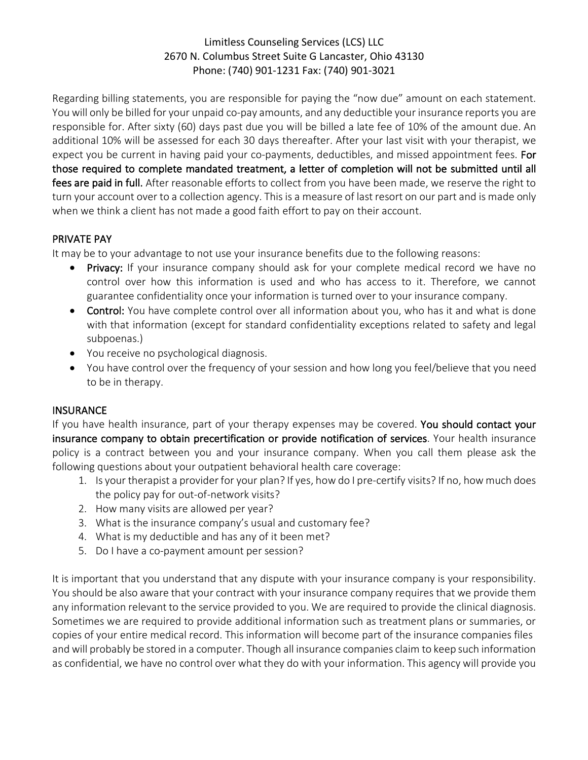Limitless Counseling Services (LCS) LLC
2670 N. Columbus Street Suite G Lancaster, Ohio 43130
Phone: (740) 901-1231 Fax: (740) 901-3021

Regarding billing statements, you are responsible for paying the "now due" amount on each statement. You will only be billed for your unpaid co-pay amounts, and any deductible your insurance reports you are responsible for. After sixty (60) days past due you will be billed a late fee of 10% of the amount due. An additional 10% will be assessed for each 30 days thereafter. After your last visit with your therapist, we expect you be current in having paid your co-payments, deductibles, and missed appointment fees. **For those required to complete mandated treatment, a letter of completion will not be submitted until all fees are paid in full.** After reasonable efforts to collect from you have been made, we reserve the right to turn your account over to a collection agency. This is a measure of last resort on our part and is made only when we think a client has not made a good faith effort to pay on their account.

## PRIVATE PAY

It may be to your advantage to not use your insurance benefits due to the following reasons:

- **Privacy:** If your insurance company should ask for your complete medical record we have no control over how this information is used and who has access to it. Therefore, we cannot guarantee confidentiality once your information is turned over to your insurance company.
- **Control:** You have complete control over all information about you, who has it and what is done with that information (except for standard confidentiality exceptions related to safety and legal subpoenas.)
- You receive no psychological diagnosis.
- You have control over the frequency of your session and how long you feel/believe that you need to be in therapy.

## INSURANCE

If you have health insurance, part of your therapy expenses may be covered. **You should contact your insurance company to obtain precertification or provide notification of services**. Your health insurance policy is a contract between you and your insurance company. When you call them please ask the following questions about your outpatient behavioral health care coverage:

1. Is your therapist a provider for your plan? If yes, how do I pre-certify visits? If no, how much does the policy pay for out-of-network visits?
2. How many visits are allowed per year?
3. What is the insurance company's usual and customary fee?
4. What is my deductible and has any of it been met?
5. Do I have a co-payment amount per session?

It is important that you understand that any dispute with your insurance company is your responsibility. You should be also aware that your contract with your insurance company requires that we provide them any information relevant to the service provided to you. We are required to provide the clinical diagnosis. Sometimes we are required to provide additional information such as treatment plans or summaries, or copies of your entire medical record. This information will become part of the insurance companies files and will probably be stored in a computer. Though all insurance companies claim to keep such information as confidential, we have no control over what they do with your information. This agency will provide you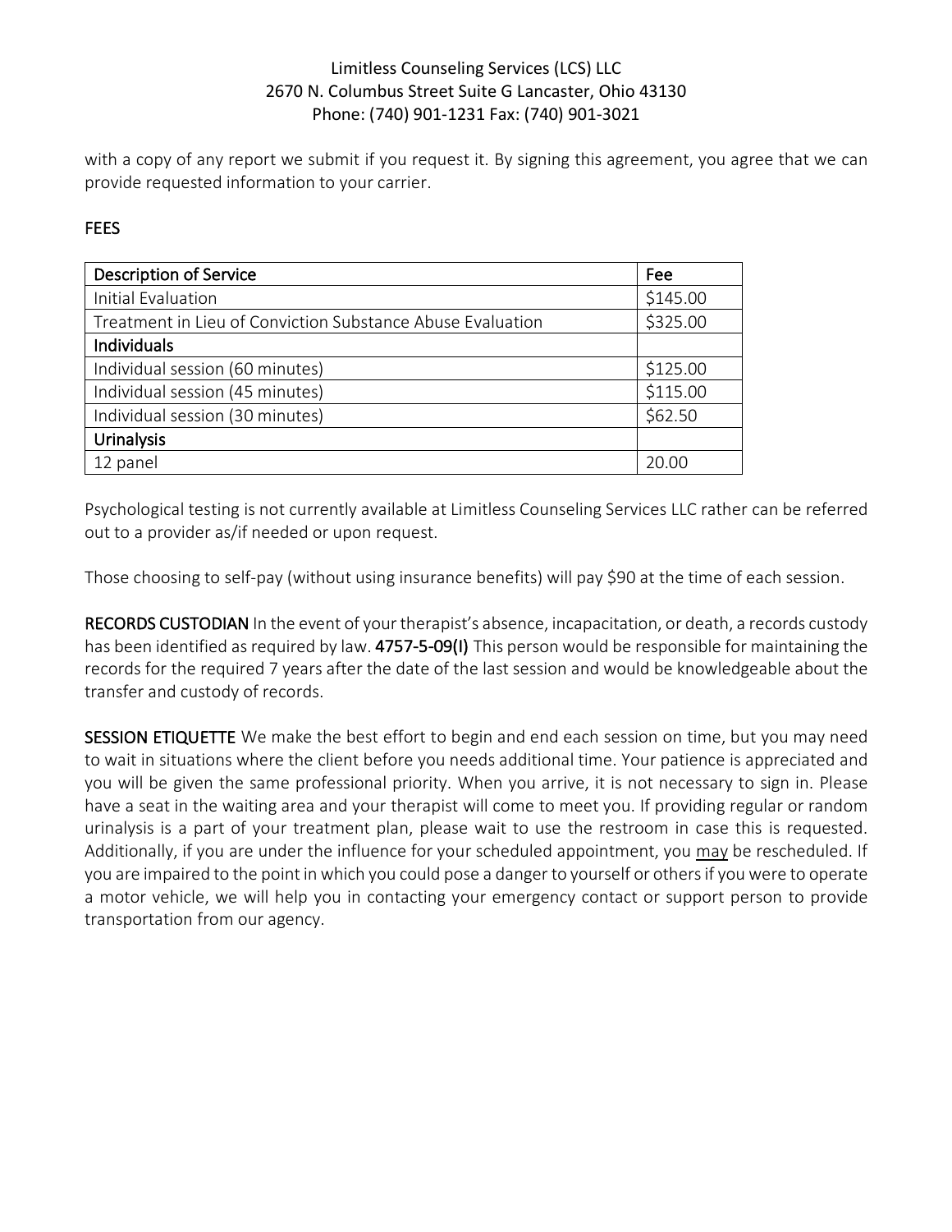with a copy of any report we submit if you request it. By signing this agreement, you agree that we can provide requested information to your carrier.

## FEES

| Description of Service | Fee |
|---|---|
| Initial Evaluation | $145.00 |
| Treatment in Lieu of Conviction Substance Abuse Evaluation | $325.00 |
| **Individuals** | |
| Individual session (60 minutes) | $125.00 |
| Individual session (45 minutes) | $115.00 |
| Individual session (30 minutes) | $62.50 |
| **Urinalysis** | |
| 12 panel | 20.00 |

Psychological testing is not currently available at Limitless Counseling Services LLC rather can be referred out to a provider as/if needed or upon request.

Those choosing to self-pay (without using insurance benefits) will pay $90 at the time of each session.

**RECORDS CUSTODIAN** In the event of your therapist's absence, incapacitation, or death, a records custody has been identified as required by law. **4757-5-09(I)** This person would be responsible for maintaining the records for the required 7 years after the date of the last session and would be knowledgeable about the transfer and custody of records.

**SESSION ETIQUETTE** We make the best effort to begin and end each session on time, but you may need to wait in situations where the client before you needs additional time. Your patience is appreciated and you will be given the same professional priority. When you arrive, it is not necessary to sign in. Please have a seat in the waiting area and your therapist will come to meet you. If providing regular or random urinalysis is a part of your treatment plan, please wait to use the restroom in case this is requested. Additionally, if you are under the influence for your scheduled appointment, you <u>may</u> be rescheduled. If you are impaired to the point in which you could pose a danger to yourself or others if you were to operate a motor vehicle, we will help you in contacting your emergency contact or support person to provide transportation from our agency.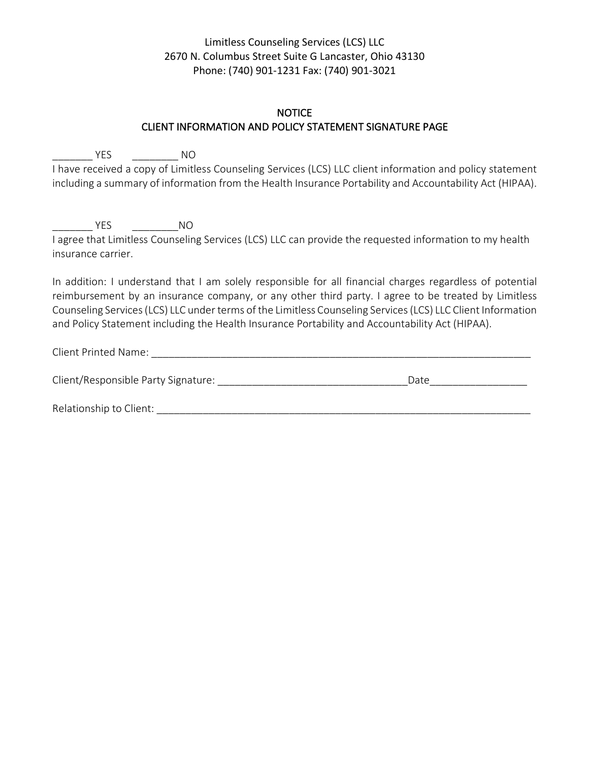Limitless Counseling Services (LCS) LLC
2670 N. Columbus Street Suite G Lancaster, Ohio 43130
Phone: (740) 901-1231 Fax: (740) 901-3021

## NOTICE
## CLIENT INFORMATION AND POLICY STATEMENT SIGNATURE PAGE

_______ YES ________ NO

I have received a copy of Limitless Counseling Services (LCS) LLC client information and policy statement including a summary of information from the Health Insurance Portability and Accountability Act (HIPAA).

_______ YES ________NO

I agree that Limitless Counseling Services (LCS) LLC can provide the requested information to my health insurance carrier.

In addition: I understand that I am solely responsible for all financial charges regardless of potential reimbursement by an insurance company, or any other third party. I agree to be treated by Limitless Counseling Services (LCS) LLC under terms of the Limitless Counseling Services (LCS) LLC Client Information and Policy Statement including the Health Insurance Portability and Accountability Act (HIPAA).

Client Printed Name: ____________________________________________________________________

Client/Responsible Party Signature: ________________________________Date________________

Relationship to Client: ___________________________________________________________________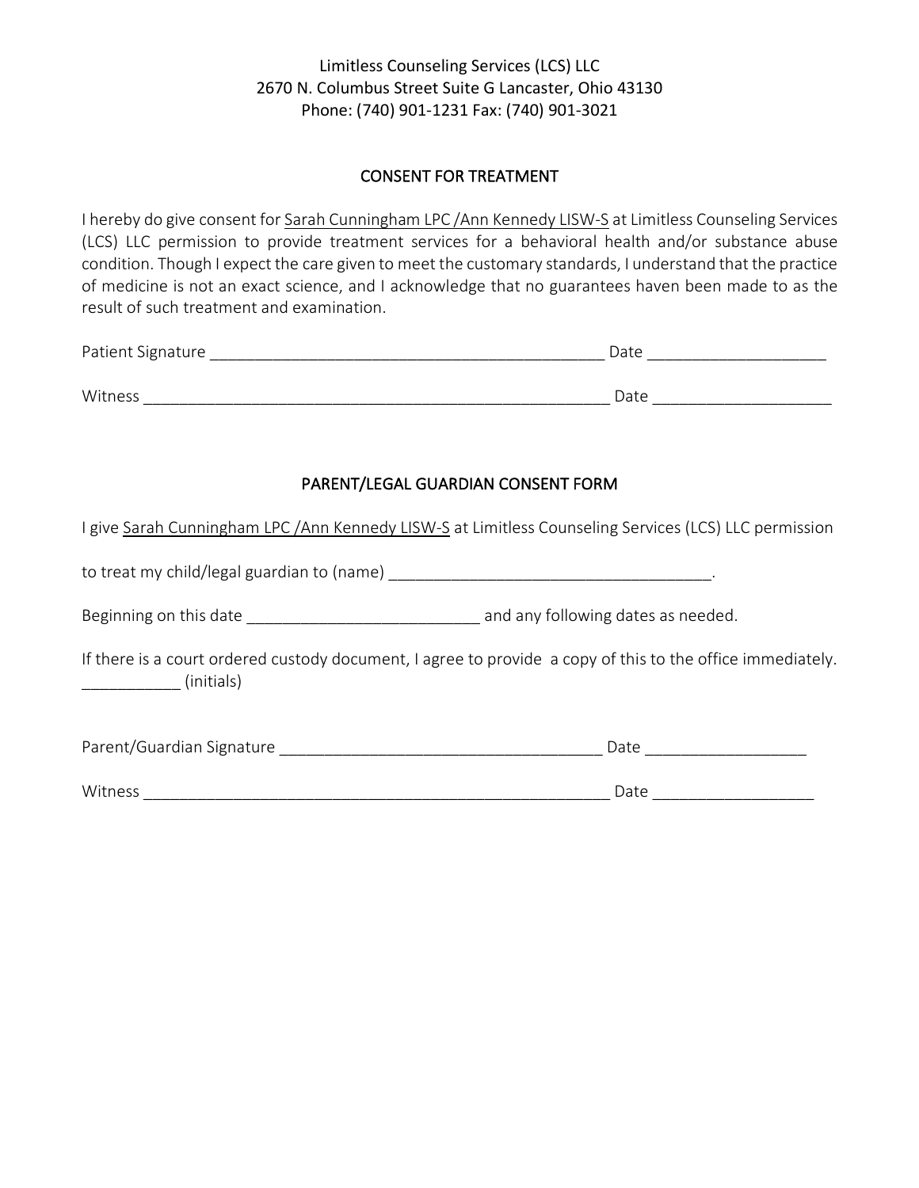Limitless Counseling Services (LCS) LLC
2670 N. Columbus Street Suite G Lancaster, Ohio 43130
Phone: (740) 901-1231 Fax: (740) 901-3021

## CONSENT FOR TREATMENT

I hereby do give consent for Sarah Cunningham LPC /Ann Kennedy LISW-S at Limitless Counseling Services (LCS) LLC permission to provide treatment services for a behavioral health and/or substance abuse condition. Though I expect the care given to meet the customary standards, I understand that the practice of medicine is not an exact science, and I acknowledge that no guarantees haven been made to as the result of such treatment and examination.

Patient Signature ____________________________________________ Date ___________________

Witness ____________________________________________________ Date ___________________

## PARENT/LEGAL GUARDIAN CONSENT FORM

I give Sarah Cunningham LPC /Ann Kennedy LISW-S at Limitless Counseling Services (LCS) LLC permission

to treat my child/legal guardian to (name) ___________________________________.

Beginning on this date _________________________ and any following dates as needed.

If there is a court ordered custody document, I agree to provide a copy of this to the office immediately. __________ (initials)

Parent/Guardian Signature ___________________________________ Date _________________

Witness ____________________________________________________ Date _________________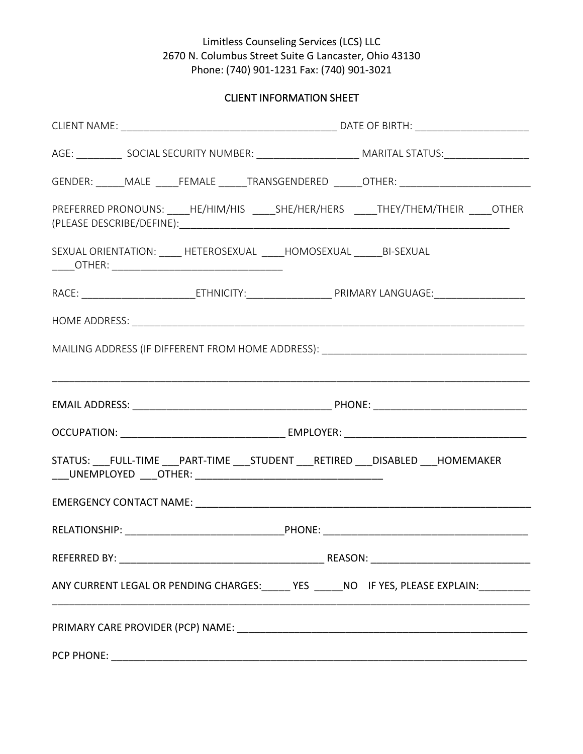Limitless Counseling Services (LCS) LLC
2670 N. Columbus Street Suite G Lancaster, Ohio 43130
Phone: (740) 901-1231 Fax: (740) 901-3021

## CLIENT INFORMATION SHEET

CLIENT NAME: ________________________________________ DATE OF BIRTH: ____________________

AGE: ________ SOCIAL SECURITY NUMBER: __________________ MARITAL STATUS:_______________

GENDER: _____MALE ____FEMALE _____TRANSGENDERED _____OTHER: _______________________

PREFERRED PRONOUNS: ____HE/HIM/HIS ____SHE/HER/HERS ____THEY/THEM/THEIR ____OTHER (PLEASE DESCRIBE/DEFINE):_____________________________________________________________

SEXUAL ORIENTATION: ____ HETEROSEXUAL ____HOMOSEXUAL _____BI-SEXUAL ____OTHER: ______________________________

RACE: ____________________ETHNICITY:_______________ PRIMARY LANGUAGE:________________

HOME ADDRESS: _________________________________________________________________________

MAILING ADDRESS (IF DIFFERENT FROM HOME ADDRESS): ____________________________________

_____________________________________________________________________________________

EMAIL ADDRESS: ____________________________________ PHONE: ___________________________

OCCUPATION: _____________________________ EMPLOYER: _______________________________

STATUS: ___FULL-TIME ___PART-TIME ___STUDENT ___RETIRED ___DISABLED ___HOMEMAKER ___UNEMPLOYED ___OTHER: _________________________________

EMERGENCY CONTACT NAME: ____________________________________________________________

RELATIONSHIP: ____________________________PHONE: ___________________________________

REFERRED BY: _____________________________________ REASON: ____________________________

ANY CURRENT LEGAL OR PENDING CHARGES:_____ YES _____NO IF YES, PLEASE EXPLAIN:_________
_____________________________________________________________________________________

PRIMARY CARE PROVIDER (PCP) NAME: ___________________________________________________

PCP PHONE: _____________________________________________________________________________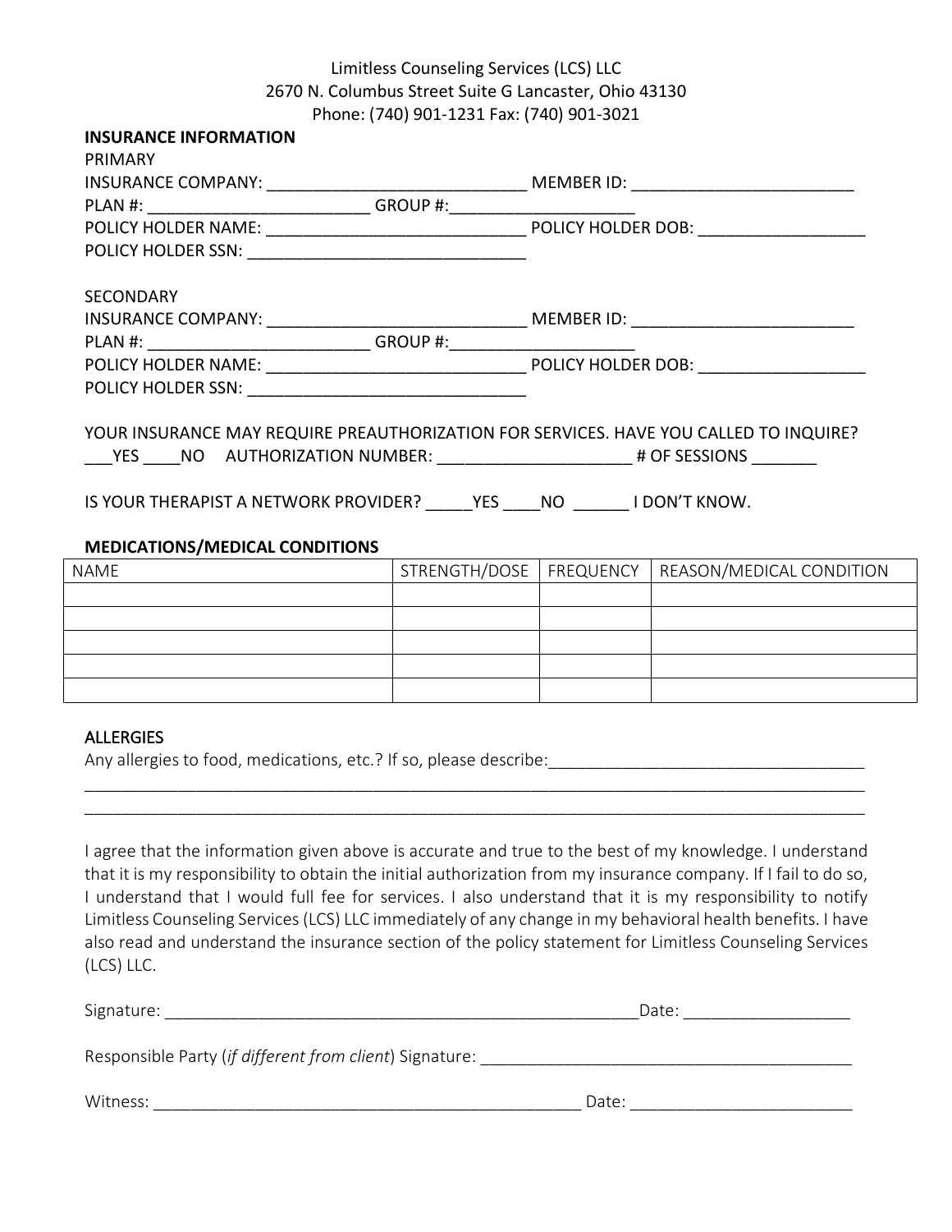Limitless Counseling Services (LCS) LLC
2670 N. Columbus Street Suite G Lancaster, Ohio 43130
Phone: (740) 901-1231 Fax: (740) 901-3021

**INSURANCE INFORMATION**

PRIMARY

INSURANCE COMPANY: ____________________________ MEMBER ID: ________________________

PLAN #: ________________________ GROUP #:____________________

POLICY HOLDER NAME: ____________________________ POLICY HOLDER DOB: __________________

POLICY HOLDER SSN: ______________________________

SECONDARY

INSURANCE COMPANY: ____________________________ MEMBER ID: ________________________

PLAN #: ________________________ GROUP #:____________________

POLICY HOLDER NAME: ____________________________ POLICY HOLDER DOB: __________________

POLICY HOLDER SSN: ______________________________

YOUR INSURANCE MAY REQUIRE PREAUTHORIZATION FOR SERVICES. HAVE YOU CALLED TO INQUIRE?
___YES ____NO AUTHORIZATION NUMBER: _____________________ # OF SESSIONS _______

IS YOUR THERAPIST A NETWORK PROVIDER? _____YES ____NO ______ I DON'T KNOW.

**MEDICATIONS/MEDICAL CONDITIONS**

| NAME | STRENGTH/DOSE | FREQUENCY | REASON/MEDICAL CONDITION |
|---|---|---|---|
| | | | |
| | | | |
| | | | |
| | | | |
| | | | |

ALLERGIES

Any allergies to food, medications, etc.? If so, please describe:__________________________________
_____________________________________________________________________________________
_____________________________________________________________________________________

I agree that the information given above is accurate and true to the best of my knowledge. I understand that it is my responsibility to obtain the initial authorization from my insurance company. If I fail to do so, I understand that I would full fee for services. I also understand that it is my responsibility to notify Limitless Counseling Services (LCS) LLC immediately of any change in my behavioral health benefits. I have also read and understand the insurance section of the policy statement for Limitless Counseling Services (LCS) LLC.

Signature: _____________________________________________________Date: __________________

Responsible Party (*if different from client*) Signature: _________________________________________

Witness: ________________________________________________ Date: ________________________